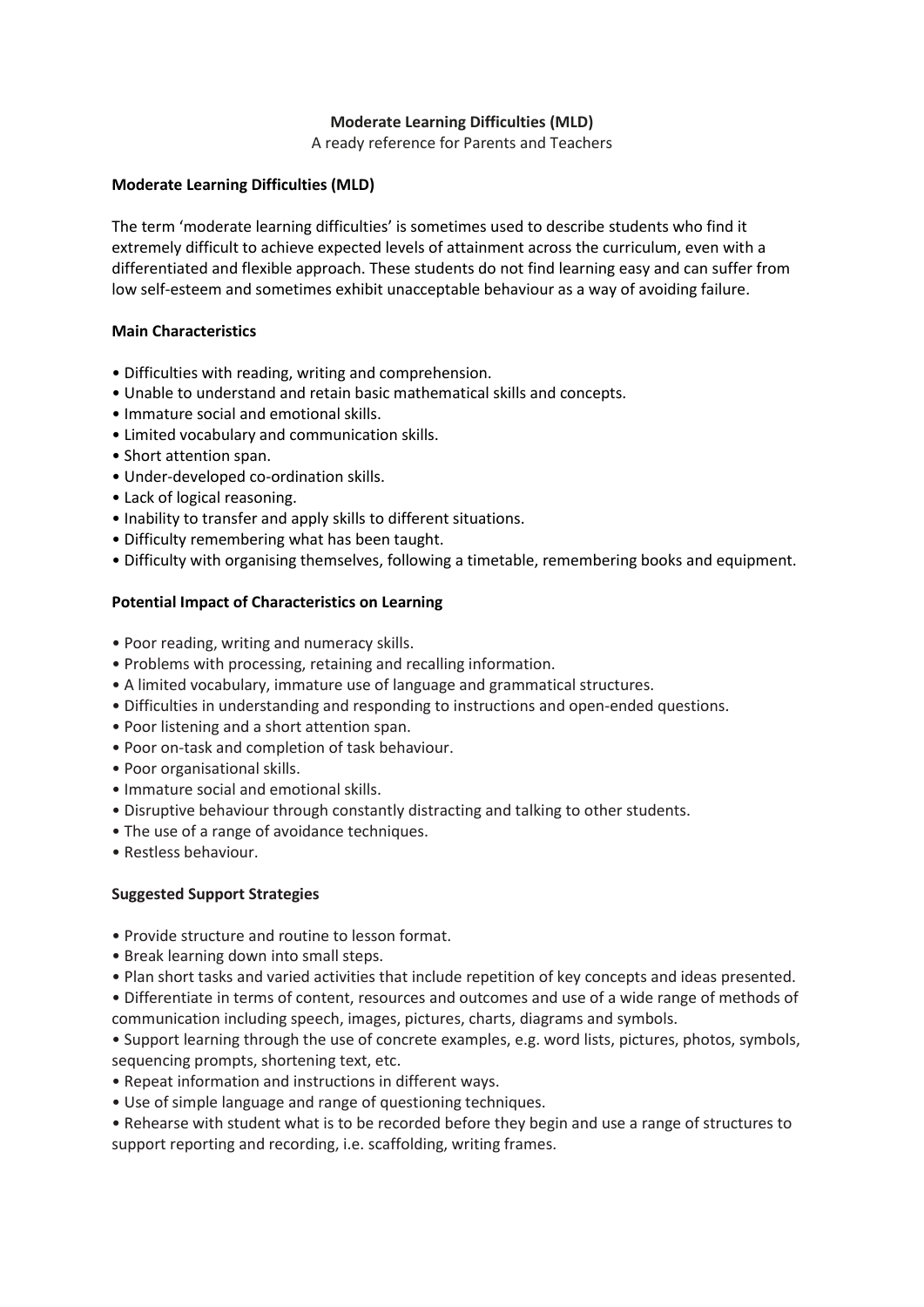# Moderate Learning Difficulties (MLD)

A ready reference for Parents and Teachers

## Moderate Learning Difficulties (MLD)

The term 'moderate learning difficulties' is sometimes used to describe students who find it extremely difficult to achieve expected levels of attainment across the curriculum, even with a differentiated and flexible approach. These students do not find learning easy and can suffer from low self-esteem and sometimes exhibit unacceptable behaviour as a way of avoiding failure.

## Main Characteristics

- Difficulties with reading, writing and comprehension.
- Unable to understand and retain basic mathematical skills and concepts.
- Immature social and emotional skills.
- Limited vocabulary and communication skills.
- Short attention span.
- Under-developed co-ordination skills.
- Lack of logical reasoning.
- Inability to transfer and apply skills to different situations.
- Difficulty remembering what has been taught.
- Difficulty with organising themselves, following a timetable, remembering books and equipment.

## Potential Impact of Characteristics on Learning

- Poor reading, writing and numeracy skills.
- Problems with processing, retaining and recalling information.
- A limited vocabulary, immature use of language and grammatical structures.
- Difficulties in understanding and responding to instructions and open-ended questions.
- Poor listening and a short attention span.
- Poor on-task and completion of task behaviour.
- Poor organisational skills.
- Immature social and emotional skills.
- Disruptive behaviour through constantly distracting and talking to other students.
- The use of a range of avoidance techniques.
- Restless behaviour.

## Suggested Support Strategies

- Provide structure and routine to lesson format.
- Break learning down into small steps.
- Plan short tasks and varied activities that include repetition of key concepts and ideas presented.
- Differentiate in terms of content, resources and outcomes and use of a wide range of methods of communication including speech, images, pictures, charts, diagrams and symbols.
- Support learning through the use of concrete examples, e.g. word lists, pictures, photos, symbols, sequencing prompts, shortening text, etc.
- Repeat information and instructions in different ways.
- Use of simple language and range of questioning techniques.
- Rehearse with student what is to be recorded before they begin and use a range of structures to support reporting and recording, i.e. scaffolding, writing frames.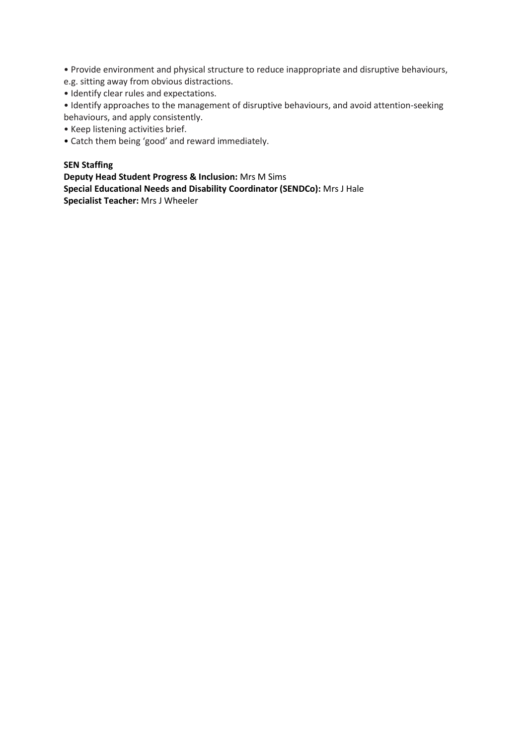- Provide environment and physical structure to reduce inappropriate and disruptive behaviours, e.g. sitting away from obvious distractions.
- Identify clear rules and expectations.
- Identify approaches to the management of disruptive behaviours, and avoid attention-seeking behaviours, and apply consistently.
- Keep listening activities brief.
- Catch them being 'good' and reward immediately.

**SEN Staffing**

**Deputy Head Student Progress & Inclusion:** Mrs M Sims
**Special Educational Needs and Disability Coordinator (SENDCo):** Mrs J Hale
**Specialist Teacher:** Mrs J Wheeler